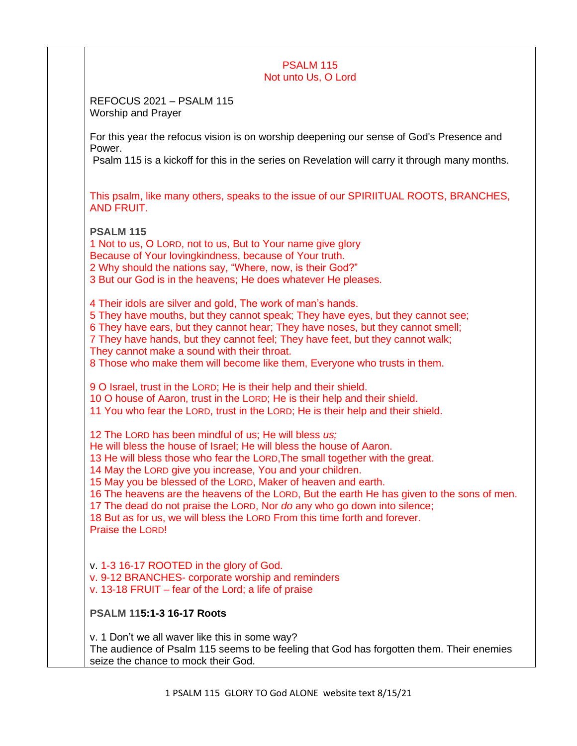# PSALM 115
## Not unto Us, O Lord

REFOCUS 2021 – PSALM 115
Worship and Prayer

For this year the refocus vision is on worship deepening our sense of God's Presence and Power.
Psalm 115 is a kickoff for this in the series on Revelation will carry it through many months.

This psalm, like many others, speaks to the issue of our SPIRIITUAL ROOTS, BRANCHES, AND FRUIT.

**PSALM 115**

1 Not to us, O LORD, not to us, But to Your name give glory
Because of Your lovingkindness, because of Your truth.
2 Why should the nations say, "Where, now, is their God?"
3 But our God is in the heavens; He does whatever He pleases.

4 Their idols are silver and gold, The work of man's hands.
5 They have mouths, but they cannot speak; They have eyes, but they cannot see;
6 They have ears, but they cannot hear; They have noses, but they cannot smell;
7 They have hands, but they cannot feel; They have feet, but they cannot walk;
They cannot make a sound with their throat.
8 Those who make them will become like them, Everyone who trusts in them.

9 O Israel, trust in the LORD; He is their help and their shield.
10 O house of Aaron, trust in the LORD; He is their help and their shield.
11 You who fear the LORD, trust in the LORD; He is their help and their shield.

12 The LORD has been mindful of us; He will bless *us;*
He will bless the house of Israel; He will bless the house of Aaron.
13 He will bless those who fear the LORD,The small together with the great.
14 May the LORD give you increase, You and your children.
15 May you be blessed of the LORD, Maker of heaven and earth.
16 The heavens are the heavens of the LORD, But the earth He has given to the sons of men.
17 The dead do not praise the LORD, Nor *do* any who go down into silence;
18 But as for us, we will bless the LORD From this time forth and forever.
Praise the LORD!

v. 1-3 16-17 ROOTED in the glory of God.
v. 9-12 BRANCHES- corporate worship and reminders
v. 13-18 FRUIT – fear of the Lord; a life of praise

**PSALM 115:1-3 16-17 Roots**

v. 1 Don't we all waver like this in some way?
The audience of Psalm 115 seems to be feeling that God has forgotten them. Their enemies seize the chance to mock their God.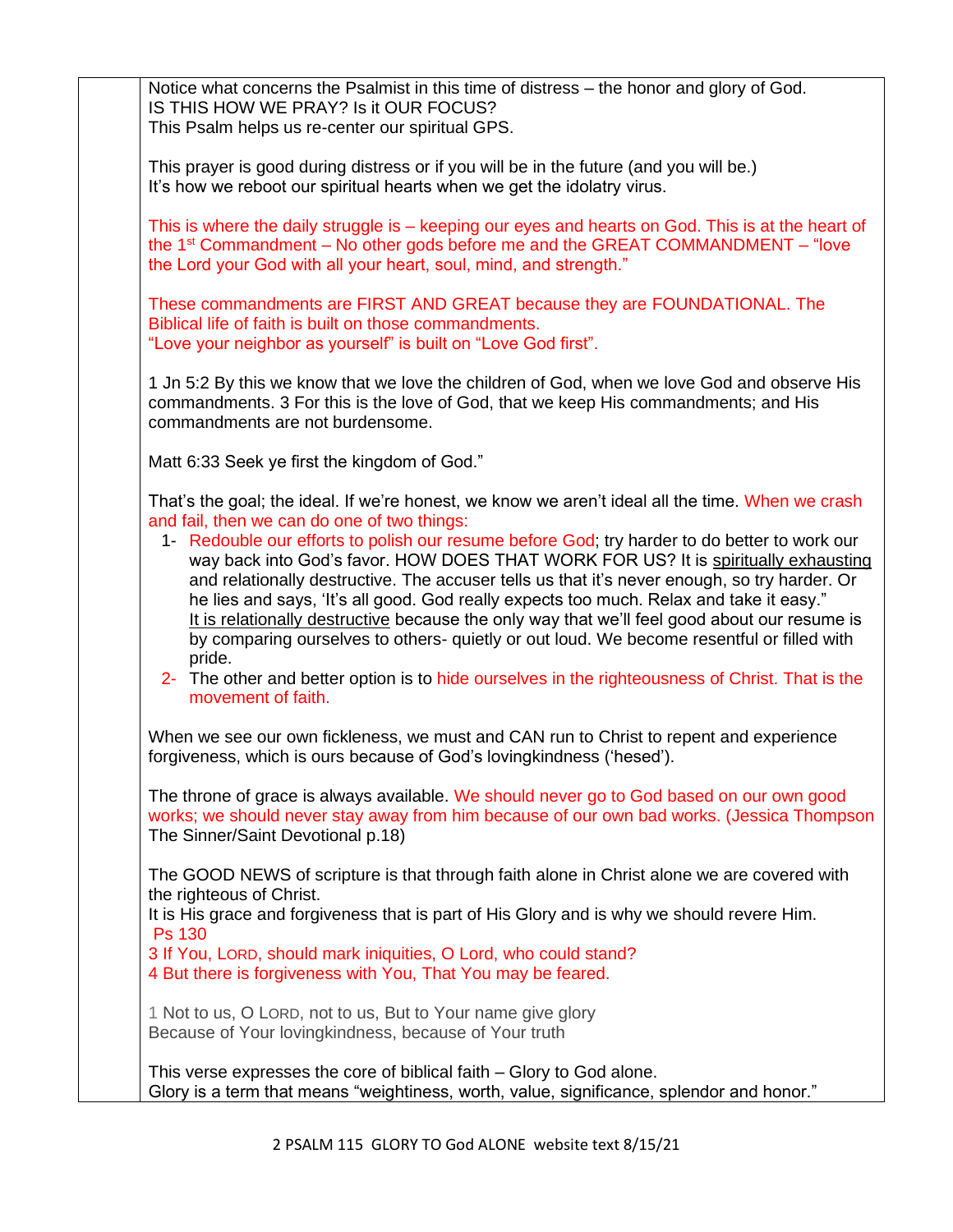Notice what concerns the Psalmist in this time of distress – the honor and glory of God.
IS THIS HOW WE PRAY? Is it OUR FOCUS?
This Psalm helps us re-center our spiritual GPS.

This prayer is good during distress or if you will be in the future (and you will be.)
It's how we reboot our spiritual hearts when we get the idolatry virus.

This is where the daily struggle is – keeping our eyes and hearts on God. This is at the heart of the 1st Commandment – No other gods before me and the GREAT COMMANDMENT – "love the Lord your God with all your heart, soul, mind, and strength."

These commandments are FIRST AND GREAT because they are FOUNDATIONAL. The Biblical life of faith is built on those commandments.
"Love your neighbor as yourself" is built on "Love God first".

1 Jn 5:2 By this we know that we love the children of God, when we love God and observe His commandments. 3 For this is the love of God, that we keep His commandments; and His commandments are not burdensome.

Matt 6:33 Seek ye first the kingdom of God."

That's the goal; the ideal. If we're honest, we know we aren't ideal all the time. When we crash and fail, then we can do one of two things:

1- Redouble our efforts to polish our resume before God; try harder to do better to work our way back into God's favor. HOW DOES THAT WORK FOR US? It is <u>spiritually exhausting</u> and relationally destructive. The accuser tells us that it's never enough, so try harder. Or he lies and says, 'It's all good. God really expects too much. Relax and take it easy." <u>It is relationally destructive</u> because the only way that we'll feel good about our resume is by comparing ourselves to others- quietly or out loud. We become resentful or filled with pride.
2- The other and better option is to hide ourselves in the righteousness of Christ. That is the movement of faith.

When we see our own fickleness, we must and CAN run to Christ to repent and experience forgiveness, which is ours because of God's lovingkindness ('hesed').

The throne of grace is always available. We should never go to God based on our own good works; we should never stay away from him because of our own bad works. (Jessica Thompson The Sinner/Saint Devotional p.18)

The GOOD NEWS of scripture is that through faith alone in Christ alone we are covered with the righteous of Christ.
It is His grace and forgiveness that is part of His Glory and is why we should revere Him.
Ps 130
3 If You, LORD, should mark iniquities, O Lord, who could stand?
4 But there is forgiveness with You, That You may be feared.

1 Not to us, O LORD, not to us, But to Your name give glory
Because of Your lovingkindness, because of Your truth

This verse expresses the core of biblical faith – Glory to God alone.
Glory is a term that means "weightiness, worth, value, significance, splendor and honor."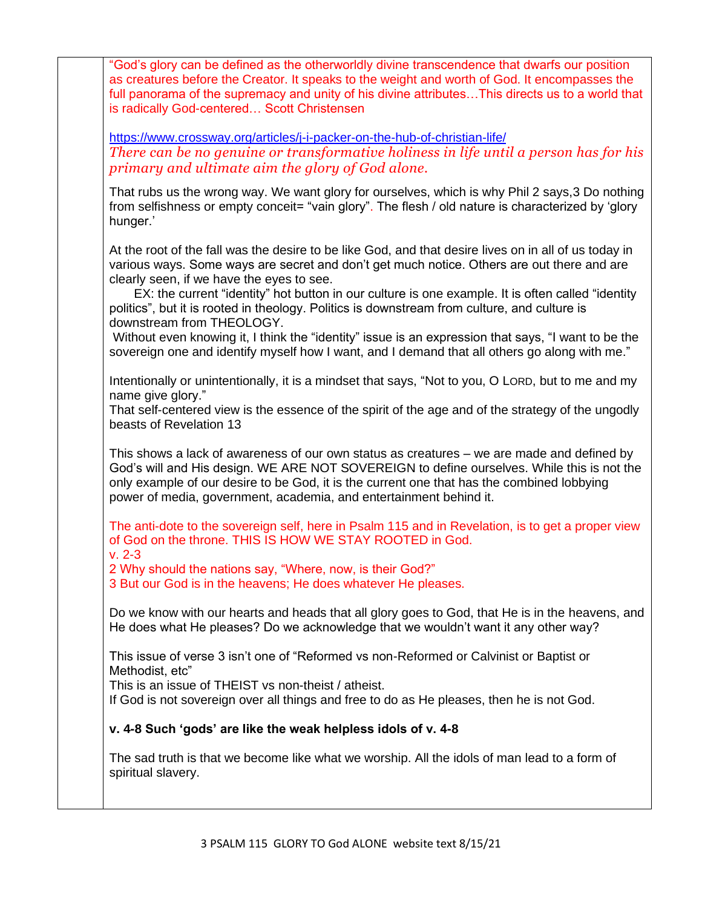"God's glory can be defined as the otherworldly divine transcendence that dwarfs our position as creatures before the Creator. It speaks to the weight and worth of God. It encompasses the full panorama of the supremacy and unity of his divine attributes…This directs us to a world that is radically God-centered… Scott Christensen

https://www.crossway.org/articles/j-i-packer-on-the-hub-of-christian-life/
*There can be no genuine or transformative holiness in life until a person has for his primary and ultimate aim the glory of God alone.*

That rubs us the wrong way. We want glory for ourselves, which is why Phil 2 says,3 Do nothing from selfishness or empty conceit= "vain glory". The flesh / old nature is characterized by 'glory hunger.'

At the root of the fall was the desire to be like God, and that desire lives on in all of us today in various ways. Some ways are secret and don't get much notice. Others are out there and are clearly seen, if we have the eyes to see.

EX: the current "identity" hot button in our culture is one example. It is often called "identity politics", but it is rooted in theology. Politics is downstream from culture, and culture is downstream from THEOLOGY.

Without even knowing it, I think the "identity" issue is an expression that says, "I want to be the sovereign one and identify myself how I want, and I demand that all others go along with me."

Intentionally or unintentionally, it is a mindset that says, "Not to you, O LORD, but to me and my name give glory."
That self-centered view is the essence of the spirit of the age and of the strategy of the ungodly beasts of Revelation 13

This shows a lack of awareness of our own status as creatures – we are made and defined by God's will and His design. WE ARE NOT SOVEREIGN to define ourselves. While this is not the only example of our desire to be God, it is the current one that has the combined lobbying power of media, government, academia, and entertainment behind it.

The anti-dote to the sovereign self, here in Psalm 115 and in Revelation, is to get a proper view of God on the throne. THIS IS HOW WE STAY ROOTED in God.
v. 2-3
2 Why should the nations say, "Where, now, is their God?"
3 But our God is in the heavens; He does whatever He pleases.

Do we know with our hearts and heads that all glory goes to God, that He is in the heavens, and He does what He pleases? Do we acknowledge that we wouldn't want it any other way?

This issue of verse 3 isn't one of "Reformed vs non-Reformed or Calvinist or Baptist or Methodist, etc"
This is an issue of THEIST vs non-theist / atheist.
If God is not sovereign over all things and free to do as He pleases, then he is not God.

**v. 4-8 Such 'gods' are like the weak helpless idols of v. 4-8**

The sad truth is that we become like what we worship. All the idols of man lead to a form of spiritual slavery.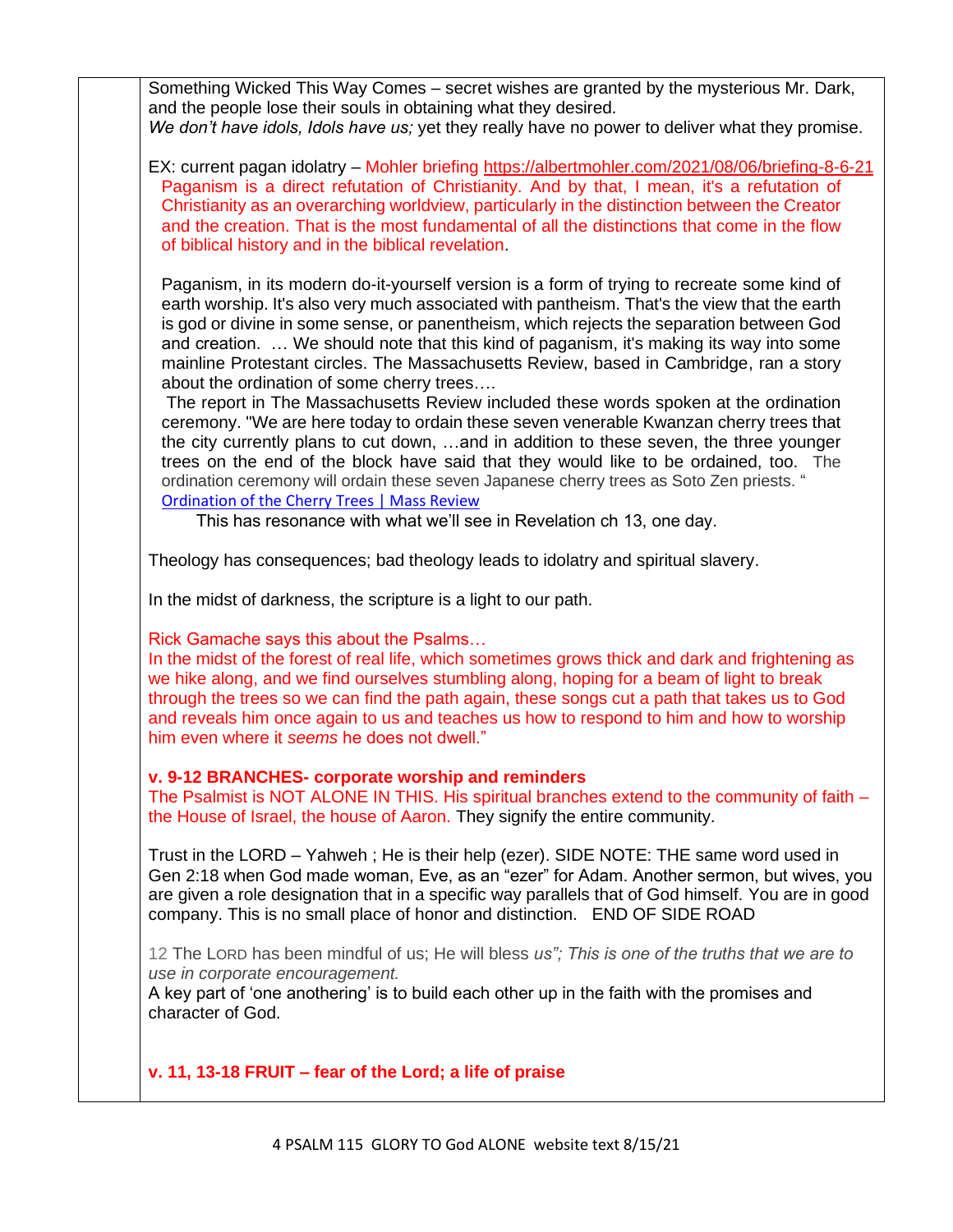Something Wicked This Way Comes – secret wishes are granted by the mysterious Mr. Dark, and the people lose their souls in obtaining what they desired.
*We don't have idols, Idols have us;* yet they really have no power to deliver what they promise.

EX: current pagan idolatry – Mohler briefing https://albertmohler.com/2021/08/06/briefing-8-6-21

> Paganism is a direct refutation of Christianity. And by that, I mean, it's a refutation of Christianity as an overarching worldview, particularly in the distinction between the Creator and the creation. That is the most fundamental of all the distinctions that come in the flow of biblical history and in the biblical revelation.
>
> Paganism, in its modern do-it-yourself version is a form of trying to recreate some kind of earth worship. It's also very much associated with pantheism. That's the view that the earth is god or divine in some sense, or panentheism, which rejects the separation between God and creation. … We should note that this kind of paganism, it's making its way into some mainline Protestant circles. The Massachusetts Review, based in Cambridge, ran a story about the ordination of some cherry trees….
>
> The report in The Massachusetts Review included these words spoken at the ordination ceremony. "We are here today to ordain these seven venerable Kwanzan cherry trees that the city currently plans to cut down, …and in addition to these seven, the three younger trees on the end of the block have said that they would like to be ordained, too. The ordination ceremony will ordain these seven Japanese cherry trees as Soto Zen priests. "
> [Ordination of the Cherry Trees | Mass Review]
>
> This has resonance with what we'll see in Revelation ch 13, one day.

Theology has consequences; bad theology leads to idolatry and spiritual slavery.

In the midst of darkness, the scripture is a light to our path.

Rick Gamache says this about the Psalms…
In the midst of the forest of real life, which sometimes grows thick and dark and frightening as we hike along, and we find ourselves stumbling along, hoping for a beam of light to break through the trees so we can find the path again, these songs cut a path that takes us to God and reveals him once again to us and teaches us how to respond to him and how to worship him even where it *seems* he does not dwell."

**v. 9-12 BRANCHES- corporate worship and reminders**
The Psalmist is NOT ALONE IN THIS. His spiritual branches extend to the community of faith – the House of Israel, the house of Aaron. They signify the entire community.

Trust in the LORD – Yahweh ; He is their help (ezer). SIDE NOTE: THE same word used in Gen 2:18 when God made woman, Eve, as an "ezer" for Adam. Another sermon, but wives, you are given a role designation that in a specific way parallels that of God himself. You are in good company. This is no small place of honor and distinction. END OF SIDE ROAD

12 The LORD has been mindful of us; He will bless *us"; This is one of the truths that we are to use in corporate encouragement.*
A key part of 'one anothering' is to build each other up in the faith with the promises and character of God.

**v. 11, 13-18 FRUIT – fear of the Lord; a life of praise**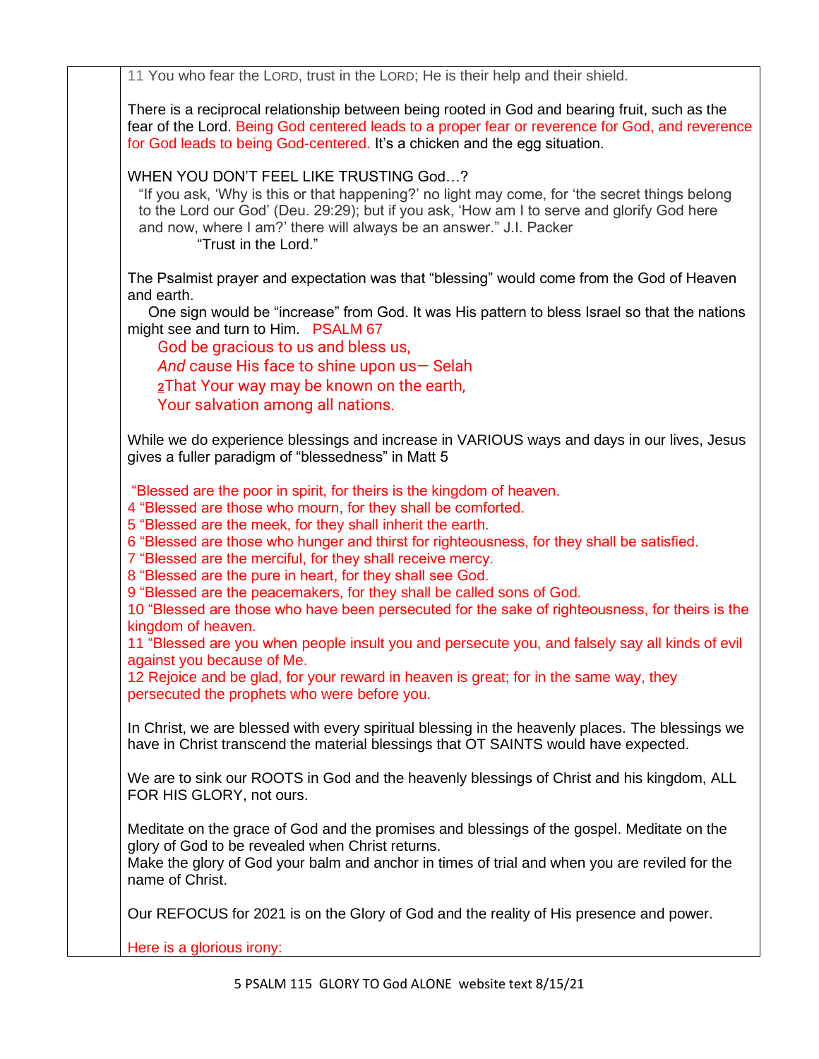11 You who fear the LORD, trust in the LORD; He is their help and their shield.

There is a reciprocal relationship between being rooted in God and bearing fruit, such as the fear of the Lord. Being God centered leads to a proper fear or reverence for God, and reverence for God leads to being God-centered. It's a chicken and the egg situation.

WHEN YOU DON'T FEEL LIKE TRUSTING God…?

"If you ask, 'Why is this or that happening?' no light may come, for 'the secret things belong to the Lord our God' (Deu. 29:29); but if you ask, 'How am I to serve and glorify God here and now, where I am?' there will always be an answer." J.I. Packer

"Trust in the Lord."

The Psalmist prayer and expectation was that "blessing" would come from the God of Heaven and earth.

One sign would be "increase" from God. It was His pattern to bless Israel so that the nations might see and turn to Him. PSALM 67

God be gracious to us and bless us,
*And* cause His face to shine upon us— Selah
2That Your way may be known on the earth,
Your salvation among all nations.

While we do experience blessings and increase in VARIOUS ways and days in our lives, Jesus gives a fuller paradigm of "blessedness" in Matt 5

"Blessed are the poor in spirit, for theirs is the kingdom of heaven.
4 "Blessed are those who mourn, for they shall be comforted.
5 "Blessed are the meek, for they shall inherit the earth.
6 "Blessed are those who hunger and thirst for righteousness, for they shall be satisfied.
7 "Blessed are the merciful, for they shall receive mercy.
8 "Blessed are the pure in heart, for they shall see God.
9 "Blessed are the peacemakers, for they shall be called sons of God.
10 "Blessed are those who have been persecuted for the sake of righteousness, for theirs is the kingdom of heaven.
11 "Blessed are you when people insult you and persecute you, and falsely say all kinds of evil against you because of Me.
12 Rejoice and be glad, for your reward in heaven is great; for in the same way, they persecuted the prophets who were before you.

In Christ, we are blessed with every spiritual blessing in the heavenly places. The blessings we have in Christ transcend the material blessings that OT SAINTS would have expected.

We are to sink our ROOTS in God and the heavenly blessings of Christ and his kingdom, ALL FOR HIS GLORY, not ours.

Meditate on the grace of God and the promises and blessings of the gospel. Meditate on the glory of God to be revealed when Christ returns.
Make the glory of God your balm and anchor in times of trial and when you are reviled for the name of Christ.

Our REFOCUS for 2021 is on the Glory of God and the reality of His presence and power.

Here is a glorious irony: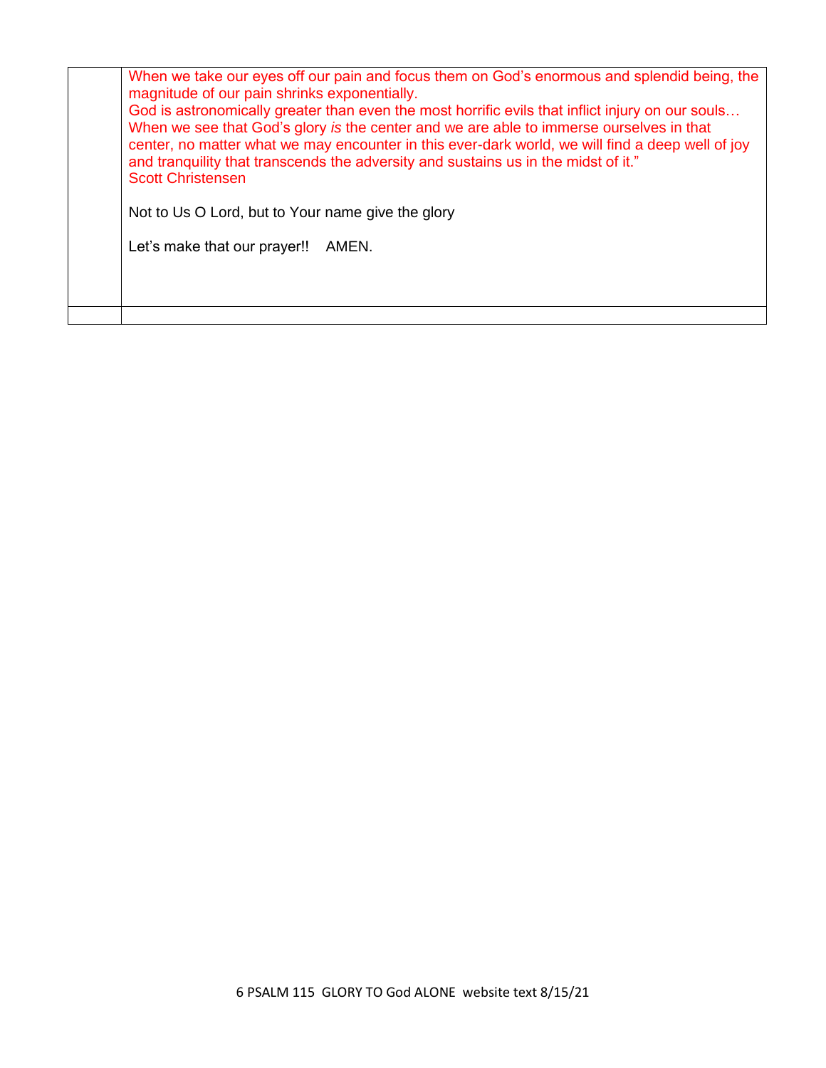| | |
|---|---|
| | When we take our eyes off our pain and focus them on God's enormous and splendid being, the magnitude of our pain shrinks exponentially.<br>God is astronomically greater than even the most horrific evils that inflict injury on our souls…<br>When we see that God's glory *is* the center and we are able to immerse ourselves in that center, no matter what we may encounter in this ever-dark world, we will find a deep well of joy and tranquility that transcends the adversity and sustains us in the midst of it."<br>Scott Christensen<br><br>Not to Us O Lord, but to Your name give the glory<br><br>Let's make that our prayer!! AMEN. |
| | |